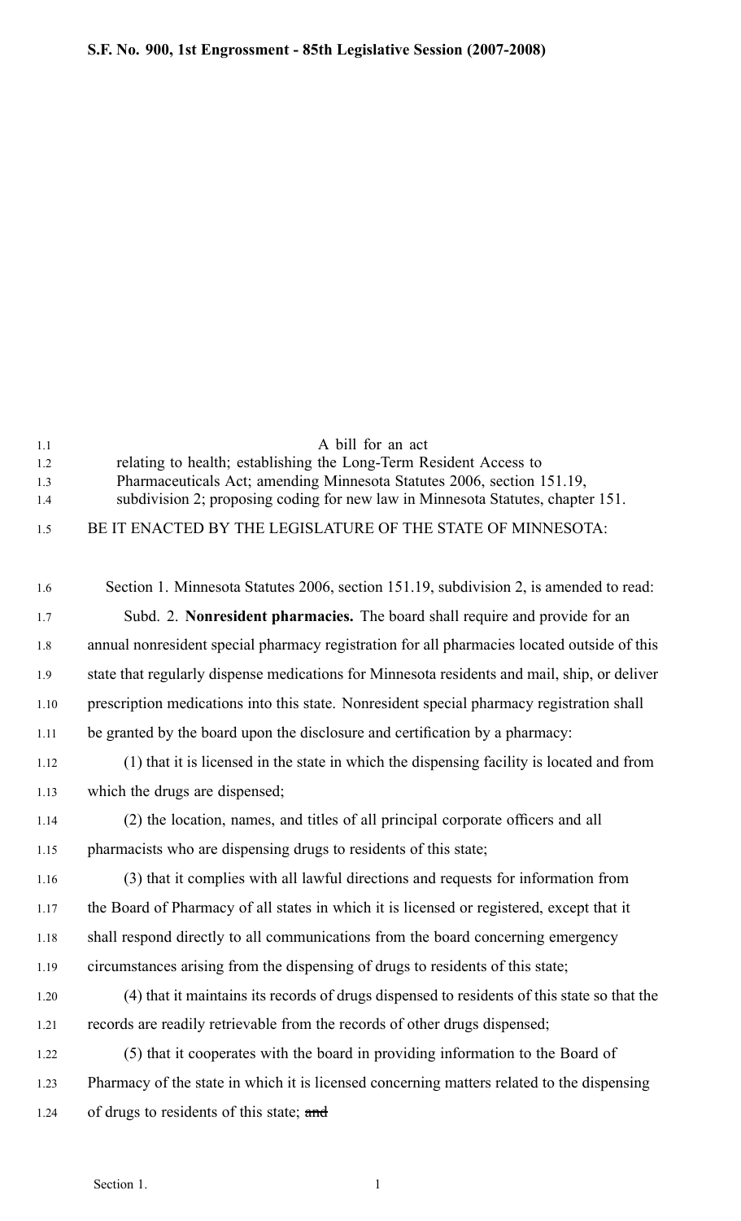# S.F. No. 900, 1st Engrossment - 85th Legislative Session (2007-2008)

A bill for an act

relating to health; establishing the Long-Term Resident Access to Pharmaceuticals Act; amending Minnesota Statutes 2006, section 151.19, subdivision 2; proposing coding for new law in Minnesota Statutes, chapter 151.

BE IT ENACTED BY THE LEGISLATURE OF THE STATE OF MINNESOTA:

Section 1. Minnesota Statutes 2006, section 151.19, subdivision 2, is amended to read:

Subd. 2. **Nonresident pharmacies.** The board shall require and provide for an annual nonresident special pharmacy registration for all pharmacies located outside of this state that regularly dispense medications for Minnesota residents and mail, ship, or deliver prescription medications into this state. Nonresident special pharmacy registration shall be granted by the board upon the disclosure and certification by a pharmacy:

(1) that it is licensed in the state in which the dispensing facility is located and from which the drugs are dispensed;

(2) the location, names, and titles of all principal corporate officers and all pharmacists who are dispensing drugs to residents of this state;

(3) that it complies with all lawful directions and requests for information from the Board of Pharmacy of all states in which it is licensed or registered, except that it shall respond directly to all communications from the board concerning emergency circumstances arising from the dispensing of drugs to residents of this state;

(4) that it maintains its records of drugs dispensed to residents of this state so that the records are readily retrievable from the records of other drugs dispensed;

(5) that it cooperates with the board in providing information to the Board of Pharmacy of the state in which it is licensed concerning matters related to the dispensing of drugs to residents of this state; ~~and~~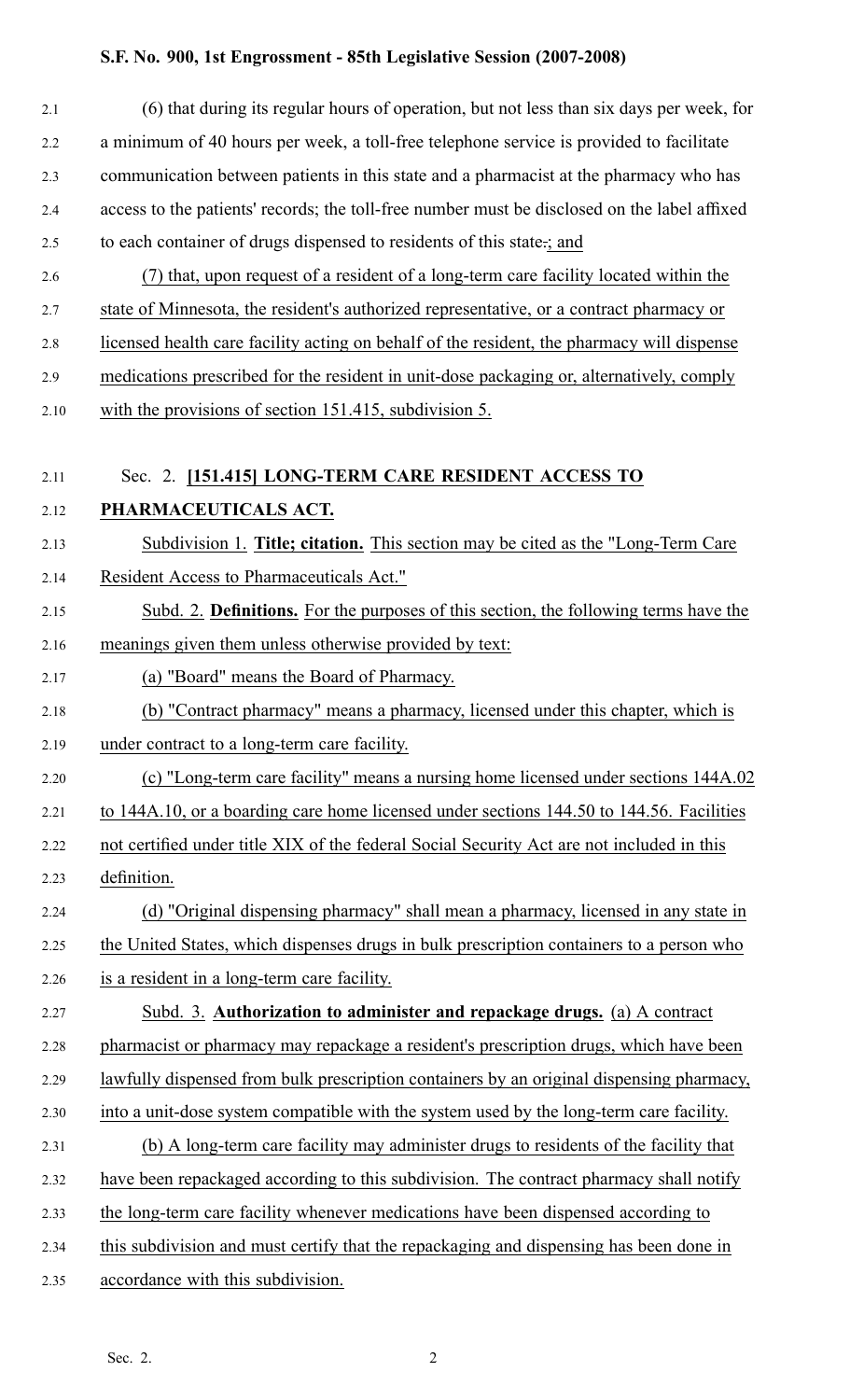(6) that during its regular hours of operation, but not less than six days per week, for a minimum of 40 hours per week, a toll-free telephone service is provided to facilitate communication between patients in this state and a pharmacist at the pharmacy who has access to the patients' records; the toll-free number must be disclosed on the label affixed to each container of drugs dispensed to residents of this state.; and

(7) that, upon request of a resident of a long-term care facility located within the state of Minnesota, the resident's authorized representative, or a contract pharmacy or licensed health care facility acting on behalf of the resident, the pharmacy will dispense medications prescribed for the resident in unit-dose packaging or, alternatively, comply with the provisions of section 151.415, subdivision 5.

Sec. 2. **[151.415] LONG-TERM CARE RESIDENT ACCESS TO PHARMACEUTICALS ACT.**

Subdivision 1. **Title; citation.** This section may be cited as the "Long-Term Care Resident Access to Pharmaceuticals Act."

Subd. 2. **Definitions.** For the purposes of this section, the following terms have the meanings given them unless otherwise provided by text:

(a) "Board" means the Board of Pharmacy.

(b) "Contract pharmacy" means a pharmacy, licensed under this chapter, which is under contract to a long-term care facility.

(c) "Long-term care facility" means a nursing home licensed under sections 144A.02 to 144A.10, or a boarding care home licensed under sections 144.50 to 144.56. Facilities not certified under title XIX of the federal Social Security Act are not included in this definition.

(d) "Original dispensing pharmacy" shall mean a pharmacy, licensed in any state in the United States, which dispenses drugs in bulk prescription containers to a person who is a resident in a long-term care facility.

Subd. 3. **Authorization to administer and repackage drugs.** (a) A contract pharmacist or pharmacy may repackage a resident's prescription drugs, which have been lawfully dispensed from bulk prescription containers by an original dispensing pharmacy, into a unit-dose system compatible with the system used by the long-term care facility.

(b) A long-term care facility may administer drugs to residents of the facility that have been repackaged according to this subdivision. The contract pharmacy shall notify the long-term care facility whenever medications have been dispensed according to this subdivision and must certify that the repackaging and dispensing has been done in accordance with this subdivision.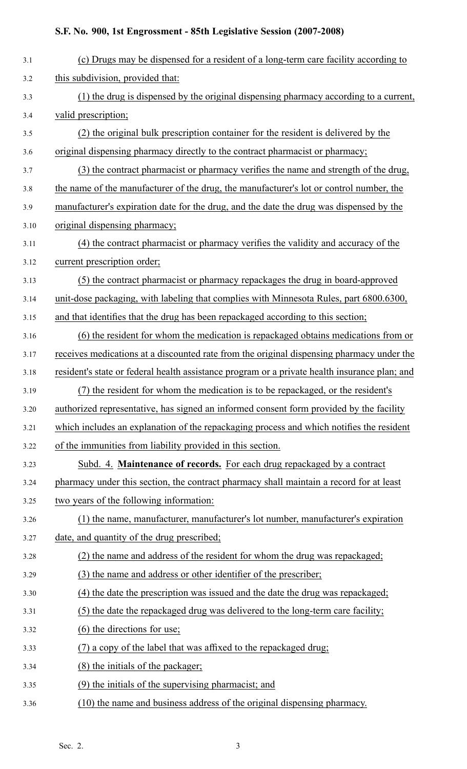(c) Drugs may be dispensed for a resident of a long-term care facility according to this subdivision, provided that:

(1) the drug is dispensed by the original dispensing pharmacy according to a current, valid prescription;

(2) the original bulk prescription container for the resident is delivered by the original dispensing pharmacy directly to the contract pharmacist or pharmacy;

(3) the contract pharmacist or pharmacy verifies the name and strength of the drug, the name of the manufacturer of the drug, the manufacturer's lot or control number, the manufacturer's expiration date for the drug, and the date the drug was dispensed by the original dispensing pharmacy;

(4) the contract pharmacist or pharmacy verifies the validity and accuracy of the current prescription order;

(5) the contract pharmacist or pharmacy repackages the drug in board-approved unit-dose packaging, with labeling that complies with Minnesota Rules, part 6800.6300, and that identifies that the drug has been repackaged according to this section;

(6) the resident for whom the medication is repackaged obtains medications from or receives medications at a discounted rate from the original dispensing pharmacy under the resident's state or federal health assistance program or a private health insurance plan; and

(7) the resident for whom the medication is to be repackaged, or the resident's authorized representative, has signed an informed consent form provided by the facility which includes an explanation of the repackaging process and which notifies the resident of the immunities from liability provided in this section.

Subd. 4. **Maintenance of records.** For each drug repackaged by a contract pharmacy under this section, the contract pharmacy shall maintain a record for at least two years of the following information:

(1) the name, manufacturer, manufacturer's lot number, manufacturer's expiration date, and quantity of the drug prescribed;

(2) the name and address of the resident for whom the drug was repackaged;

(3) the name and address or other identifier of the prescriber;

(4) the date the prescription was issued and the date the drug was repackaged;

(5) the date the repackaged drug was delivered to the long-term care facility;

(6) the directions for use;

(7) a copy of the label that was affixed to the repackaged drug;

(8) the initials of the packager;

(9) the initials of the supervising pharmacist; and

(10) the name and business address of the original dispensing pharmacy.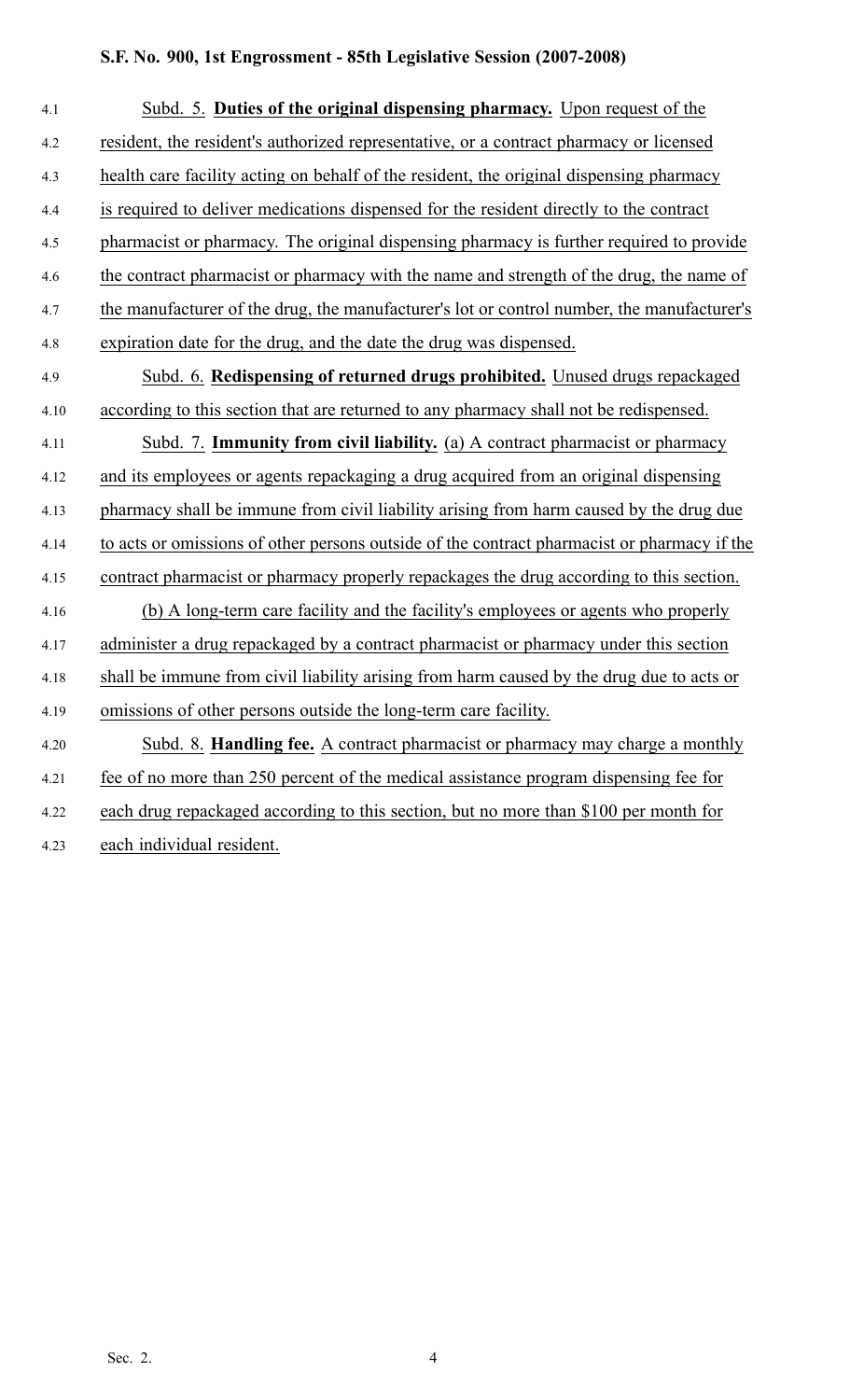Subd. 5. **Duties of the original dispensing pharmacy.** Upon request of the resident, the resident's authorized representative, or a contract pharmacy or licensed health care facility acting on behalf of the resident, the original dispensing pharmacy is required to deliver medications dispensed for the resident directly to the contract pharmacist or pharmacy. The original dispensing pharmacy is further required to provide the contract pharmacist or pharmacy with the name and strength of the drug, the name of the manufacturer of the drug, the manufacturer's lot or control number, the manufacturer's expiration date for the drug, and the date the drug was dispensed.

Subd. 6. **Redispensing of returned drugs prohibited.** Unused drugs repackaged according to this section that are returned to any pharmacy shall not be redispensed.

Subd. 7. **Immunity from civil liability.** (a) A contract pharmacist or pharmacy and its employees or agents repackaging a drug acquired from an original dispensing pharmacy shall be immune from civil liability arising from harm caused by the drug due to acts or omissions of other persons outside of the contract pharmacist or pharmacy if the contract pharmacist or pharmacy properly repackages the drug according to this section.

(b) A long-term care facility and the facility's employees or agents who properly administer a drug repackaged by a contract pharmacist or pharmacy under this section shall be immune from civil liability arising from harm caused by the drug due to acts or omissions of other persons outside the long-term care facility.

Subd. 8. **Handling fee.** A contract pharmacist or pharmacy may charge a monthly fee of no more than 250 percent of the medical assistance program dispensing fee for each drug repackaged according to this section, but no more than $100 per month for each individual resident.